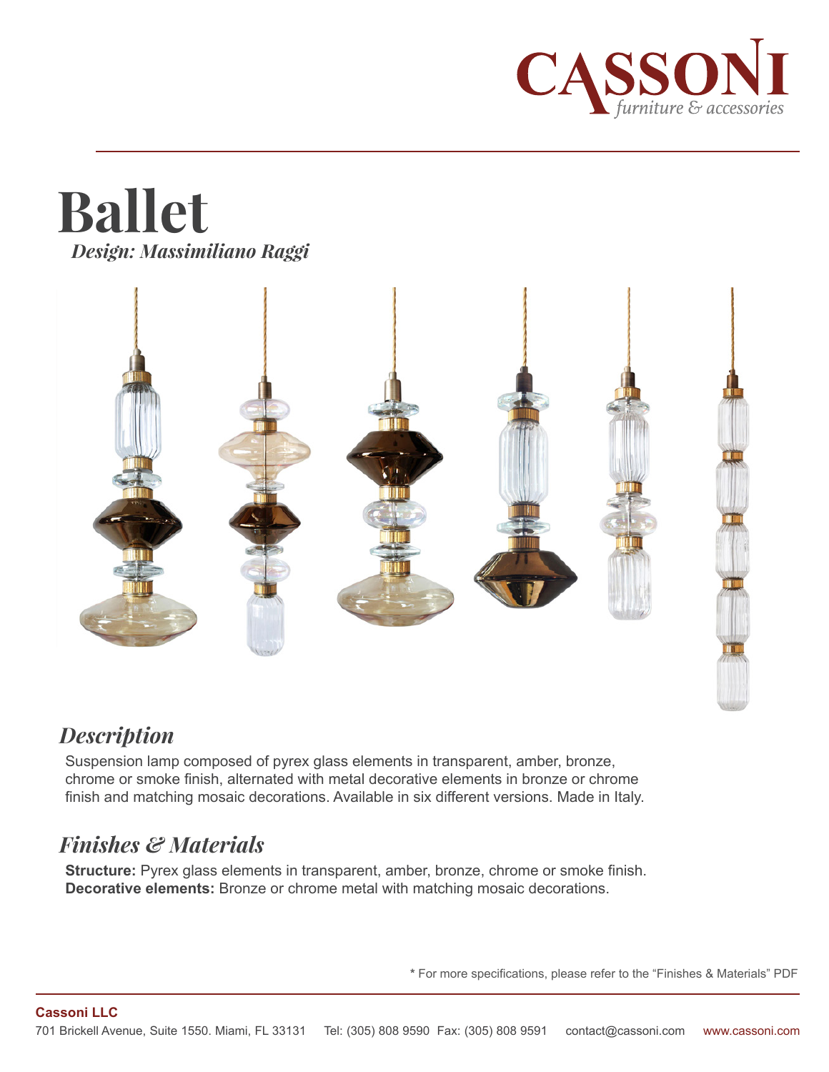# Ballet

*Design: Massimiliano Raggi*

## *Description*

Suspension lamp composed of pyrex glass elements in transparent, amber, bronze, chrome or smoke finish, alternated with metal decorative elements in bronze or chrome finish and matching mosaic decorations. Available in six different versions. Made in Italy.

## *Finishes & Materials*

**Structure:** Pyrex glass elements in transparent, amber, bronze, chrome or smoke finish.
**Decorative elements:** Bronze or chrome metal with matching mosaic decorations.

* For more specifications, please refer to the "Finishes & Materials" PDF

**Cassoni LLC**
701 Brickell Avenue, Suite 1550. Miami, FL 33131 Tel: (305) 808 9590 Fax: (305) 808 9591 contact@cassoni.com www.cassoni.com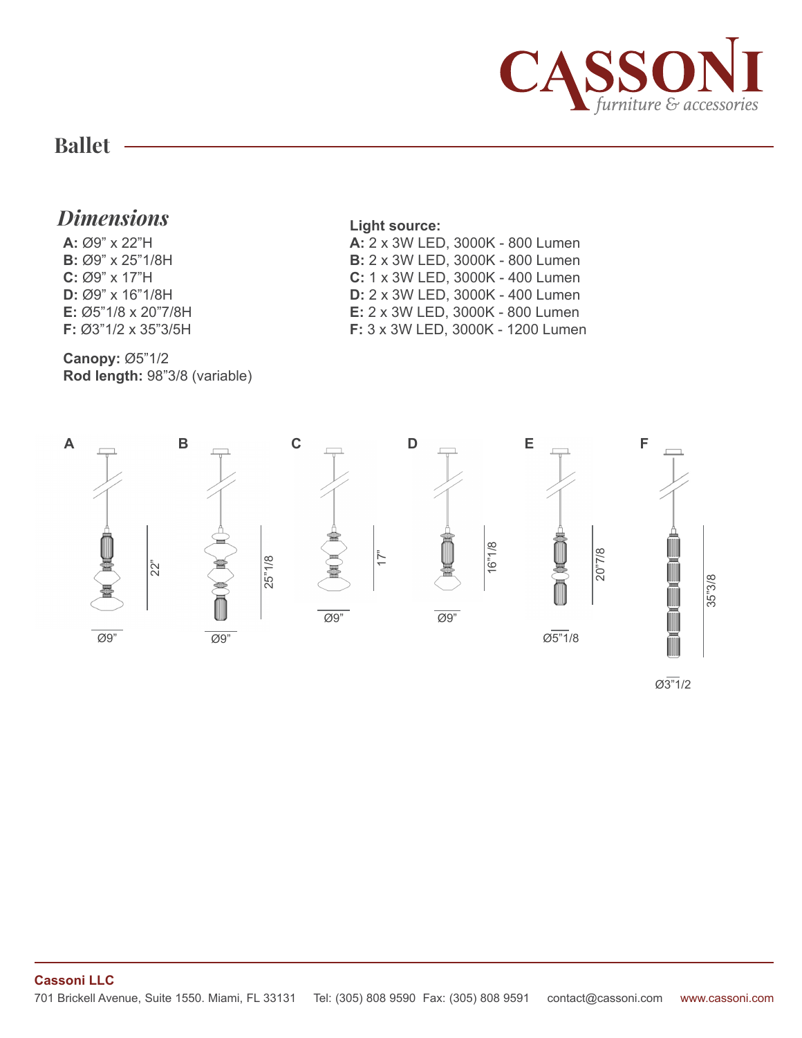## Ballet

### *Dimensions*

**A:** Ø9” x 22”H
**B:** Ø9” x 25”1/8H
**C:** Ø9” x 17”H
**D:** Ø9” x 16”1/8H
**E:** Ø5”1/8 x 20”7/8H
**F:** Ø3”1/2 x 35”3/5H

**Canopy:** Ø5”1/2
**Rod length:** 98”3/8 (variable)

**Light source:**
**A:** 2 x 3W LED, 3000K - 800 Lumen
**B:** 2 x 3W LED, 3000K - 800 Lumen
**C:** 1 x 3W LED, 3000K - 400 Lumen
**D:** 2 x 3W LED, 3000K - 400 Lumen
**E:** 2 x 3W LED, 3000K - 800 Lumen
**F:** 3 x 3W LED, 3000K - 1200 Lumen

A
22”
Ø9”

B
25”1/8
Ø9”

C
17”
Ø9”

D
16”1/8
Ø9”

E
20”7/8
Ø5”1/8

F
35”3/8
Ø3”1/2

**Cassoni LLC**
701 Brickell Avenue, Suite 1550. Miami, FL 33131 Tel: (305) 808 9590 Fax: (305) 808 9591 contact@cassoni.com www.cassoni.com